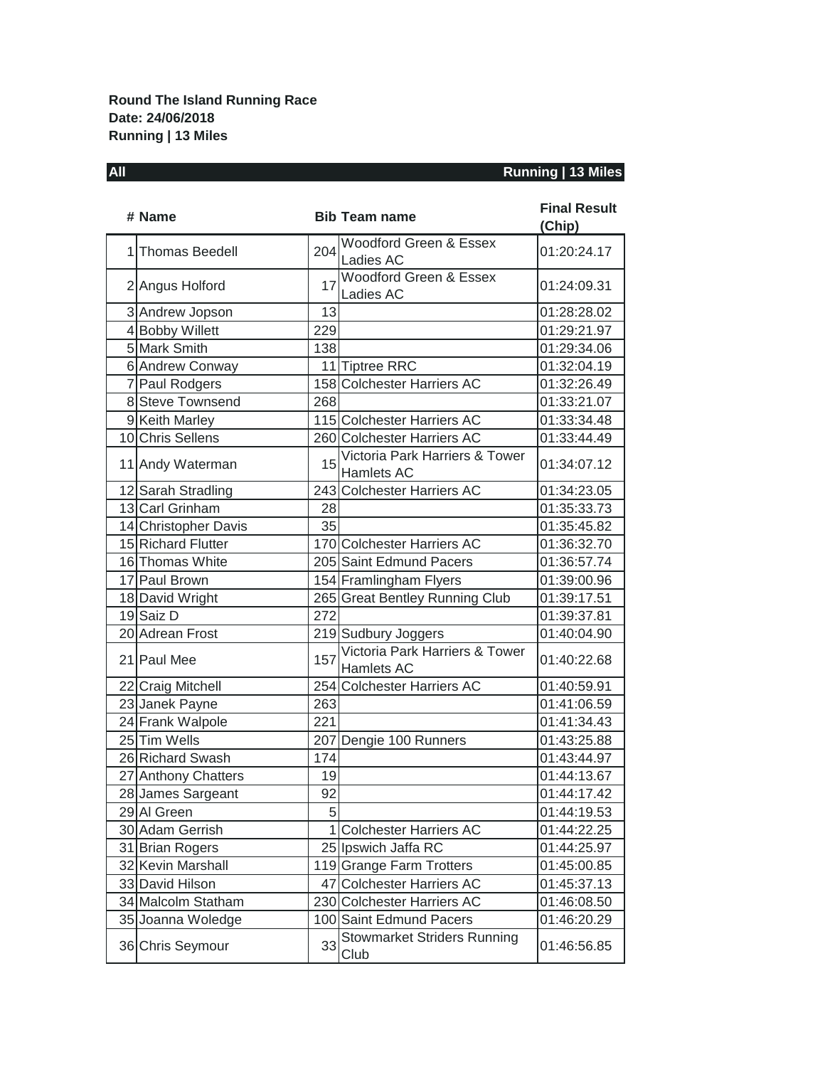**Round The Island Running Race**
**Date: 24/06/2018**
**Running | 13 Miles**

**All** — **Running | 13 Miles**

| # | Name | Bib | Team name | Final Result (Chip) |
|---|---|---|---|---|
| 1 | Thomas Beedell | 204 | Woodford Green & Essex Ladies AC | 01:20:24.17 |
| 2 | Angus Holford | 17 | Woodford Green & Essex Ladies AC | 01:24:09.31 |
| 3 | Andrew Jopson | 13 | | 01:28:28.02 |
| 4 | Bobby Willett | 229 | | 01:29:21.97 |
| 5 | Mark Smith | 138 | | 01:29:34.06 |
| 6 | Andrew Conway | 11 | Tiptree RRC | 01:32:04.19 |
| 7 | Paul Rodgers | 158 | Colchester Harriers AC | 01:32:26.49 |
| 8 | Steve Townsend | 268 | | 01:33:21.07 |
| 9 | Keith Marley | 115 | Colchester Harriers AC | 01:33:34.48 |
| 10 | Chris Sellens | 260 | Colchester Harriers AC | 01:33:44.49 |
| 11 | Andy Waterman | 15 | Victoria Park Harriers & Tower Hamlets AC | 01:34:07.12 |
| 12 | Sarah Stradling | 243 | Colchester Harriers AC | 01:34:23.05 |
| 13 | Carl Grinham | 28 | | 01:35:33.73 |
| 14 | Christopher Davis | 35 | | 01:35:45.82 |
| 15 | Richard Flutter | 170 | Colchester Harriers AC | 01:36:32.70 |
| 16 | Thomas White | 205 | Saint Edmund Pacers | 01:36:57.74 |
| 17 | Paul Brown | 154 | Framlingham Flyers | 01:39:00.96 |
| 18 | David Wright | 265 | Great Bentley Running Club | 01:39:17.51 |
| 19 | Saiz D | 272 | | 01:39:37.81 |
| 20 | Adrean Frost | 219 | Sudbury Joggers | 01:40:04.90 |
| 21 | Paul Mee | 157 | Victoria Park Harriers & Tower Hamlets AC | 01:40:22.68 |
| 22 | Craig Mitchell | 254 | Colchester Harriers AC | 01:40:59.91 |
| 23 | Janek Payne | 263 | | 01:41:06.59 |
| 24 | Frank Walpole | 221 | | 01:41:34.43 |
| 25 | Tim Wells | 207 | Dengie 100 Runners | 01:43:25.88 |
| 26 | Richard Swash | 174 | | 01:43:44.97 |
| 27 | Anthony Chatters | 19 | | 01:44:13.67 |
| 28 | James Sargeant | 92 | | 01:44:17.42 |
| 29 | Al Green | 5 | | 01:44:19.53 |
| 30 | Adam Gerrish | 1 | Colchester Harriers AC | 01:44:22.25 |
| 31 | Brian Rogers | 25 | Ipswich Jaffa RC | 01:44:25.97 |
| 32 | Kevin Marshall | 119 | Grange Farm Trotters | 01:45:00.85 |
| 33 | David Hilson | 47 | Colchester Harriers AC | 01:45:37.13 |
| 34 | Malcolm Statham | 230 | Colchester Harriers AC | 01:46:08.50 |
| 35 | Joanna Woledge | 100 | Saint Edmund Pacers | 01:46:20.29 |
| 36 | Chris Seymour | 33 | Stowmarket Striders Running Club | 01:46:56.85 |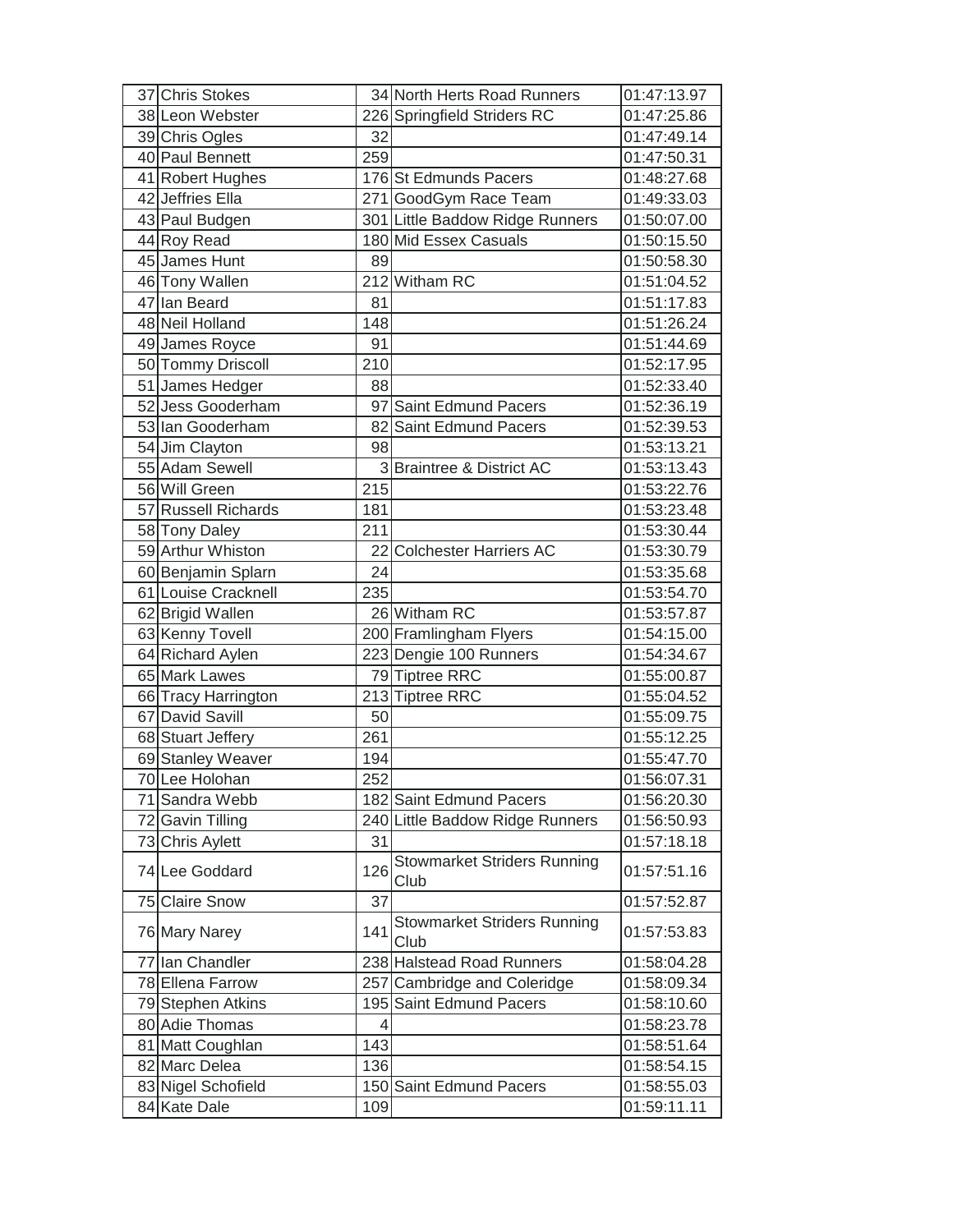| | | | | |
|---|---|---|---|---|
| 37 | Chris Stokes | 34 | North Herts Road Runners | 01:47:13.97 |
| 38 | Leon Webster | 226 | Springfield Striders RC | 01:47:25.86 |
| 39 | Chris Ogles | 32 | | 01:47:49.14 |
| 40 | Paul Bennett | 259 | | 01:47:50.31 |
| 41 | Robert Hughes | 176 | St Edmunds Pacers | 01:48:27.68 |
| 42 | Jeffries Ella | 271 | GoodGym Race Team | 01:49:33.03 |
| 43 | Paul Budgen | 301 | Little Baddow Ridge Runners | 01:50:07.00 |
| 44 | Roy Read | 180 | Mid Essex Casuals | 01:50:15.50 |
| 45 | James Hunt | 89 | | 01:50:58.30 |
| 46 | Tony Wallen | 212 | Witham RC | 01:51:04.52 |
| 47 | Ian Beard | 81 | | 01:51:17.83 |
| 48 | Neil Holland | 148 | | 01:51:26.24 |
| 49 | James Royce | 91 | | 01:51:44.69 |
| 50 | Tommy Driscoll | 210 | | 01:52:17.95 |
| 51 | James Hedger | 88 | | 01:52:33.40 |
| 52 | Jess Gooderham | 97 | Saint Edmund Pacers | 01:52:36.19 |
| 53 | Ian Gooderham | 82 | Saint Edmund Pacers | 01:52:39.53 |
| 54 | Jim Clayton | 98 | | 01:53:13.21 |
| 55 | Adam Sewell | 3 | Braintree & District AC | 01:53:13.43 |
| 56 | Will Green | 215 | | 01:53:22.76 |
| 57 | Russell Richards | 181 | | 01:53:23.48 |
| 58 | Tony Daley | 211 | | 01:53:30.44 |
| 59 | Arthur Whiston | 22 | Colchester Harriers AC | 01:53:30.79 |
| 60 | Benjamin Splarn | 24 | | 01:53:35.68 |
| 61 | Louise Cracknell | 235 | | 01:53:54.70 |
| 62 | Brigid Wallen | 26 | Witham RC | 01:53:57.87 |
| 63 | Kenny Tovell | 200 | Framlingham Flyers | 01:54:15.00 |
| 64 | Richard Aylen | 223 | Dengie 100 Runners | 01:54:34.67 |
| 65 | Mark Lawes | 79 | Tiptree RRC | 01:55:00.87 |
| 66 | Tracy Harrington | 213 | Tiptree RRC | 01:55:04.52 |
| 67 | David Savill | 50 | | 01:55:09.75 |
| 68 | Stuart Jeffery | 261 | | 01:55:12.25 |
| 69 | Stanley Weaver | 194 | | 01:55:47.70 |
| 70 | Lee Holohan | 252 | | 01:56:07.31 |
| 71 | Sandra Webb | 182 | Saint Edmund Pacers | 01:56:20.30 |
| 72 | Gavin Tilling | 240 | Little Baddow Ridge Runners | 01:56:50.93 |
| 73 | Chris Aylett | 31 | | 01:57:18.18 |
| 74 | Lee Goddard | 126 | Stowmarket Striders Running Club | 01:57:51.16 |
| 75 | Claire Snow | 37 | | 01:57:52.87 |
| 76 | Mary Narey | 141 | Stowmarket Striders Running Club | 01:57:53.83 |
| 77 | Ian Chandler | 238 | Halstead Road Runners | 01:58:04.28 |
| 78 | Ellena Farrow | 257 | Cambridge and Coleridge | 01:58:09.34 |
| 79 | Stephen Atkins | 195 | Saint Edmund Pacers | 01:58:10.60 |
| 80 | Adie Thomas | 4 | | 01:58:23.78 |
| 81 | Matt Coughlan | 143 | | 01:58:51.64 |
| 82 | Marc Delea | 136 | | 01:58:54.15 |
| 83 | Nigel Schofield | 150 | Saint Edmund Pacers | 01:58:55.03 |
| 84 | Kate Dale | 109 | | 01:59:11.11 |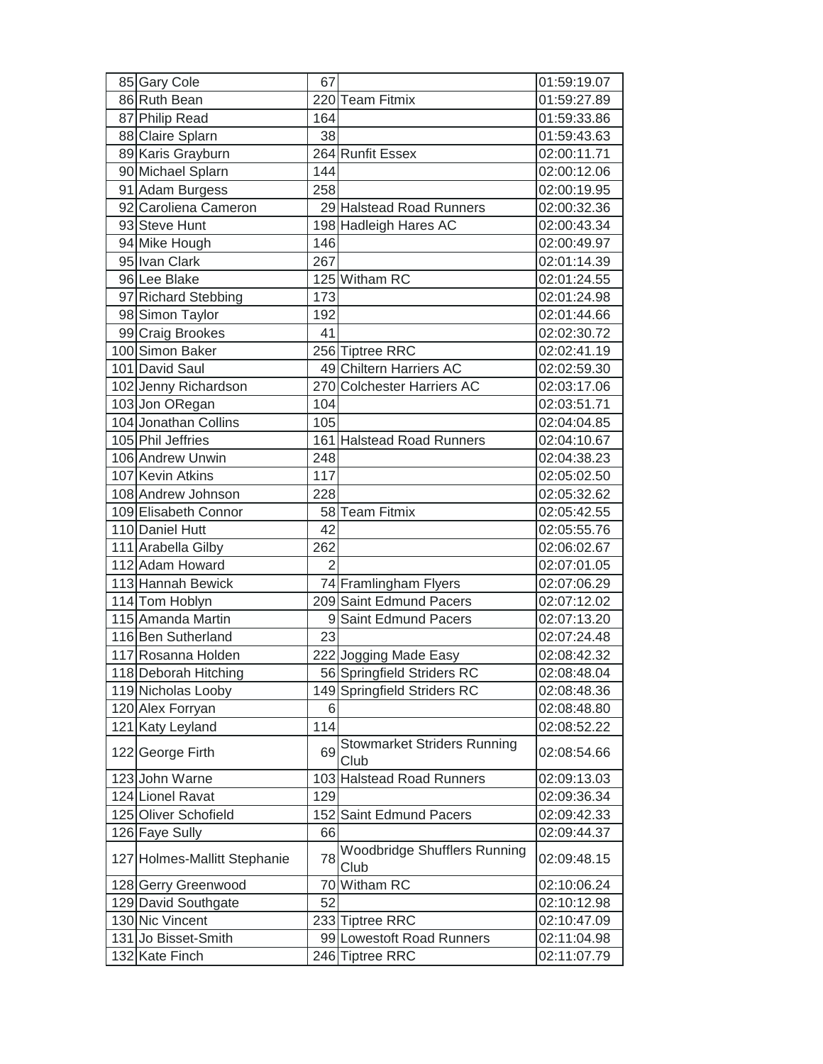| | | | | |
|---|---|---|---|---|
| 85 | Gary Cole | 67 | | 01:59:19.07 |
| 86 | Ruth Bean | 220 | Team Fitmix | 01:59:27.89 |
| 87 | Philip Read | 164 | | 01:59:33.86 |
| 88 | Claire Splarn | 38 | | 01:59:43.63 |
| 89 | Karis Grayburn | 264 | Runfit Essex | 02:00:11.71 |
| 90 | Michael Splarn | 144 | | 02:00:12.06 |
| 91 | Adam Burgess | 258 | | 02:00:19.95 |
| 92 | Caroliena Cameron | 29 | Halstead Road Runners | 02:00:32.36 |
| 93 | Steve Hunt | 198 | Hadleigh Hares AC | 02:00:43.34 |
| 94 | Mike Hough | 146 | | 02:00:49.97 |
| 95 | Ivan Clark | 267 | | 02:01:14.39 |
| 96 | Lee Blake | 125 | Witham RC | 02:01:24.55 |
| 97 | Richard Stebbing | 173 | | 02:01:24.98 |
| 98 | Simon Taylor | 192 | | 02:01:44.66 |
| 99 | Craig Brookes | 41 | | 02:02:30.72 |
| 100 | Simon Baker | 256 | Tiptree RRC | 02:02:41.19 |
| 101 | David Saul | 49 | Chiltern Harriers AC | 02:02:59.30 |
| 102 | Jenny Richardson | 270 | Colchester Harriers AC | 02:03:17.06 |
| 103 | Jon ORegan | 104 | | 02:03:51.71 |
| 104 | Jonathan Collins | 105 | | 02:04:04.85 |
| 105 | Phil Jeffries | 161 | Halstead Road Runners | 02:04:10.67 |
| 106 | Andrew Unwin | 248 | | 02:04:38.23 |
| 107 | Kevin Atkins | 117 | | 02:05:02.50 |
| 108 | Andrew Johnson | 228 | | 02:05:32.62 |
| 109 | Elisabeth Connor | 58 | Team Fitmix | 02:05:42.55 |
| 110 | Daniel Hutt | 42 | | 02:05:55.76 |
| 111 | Arabella Gilby | 262 | | 02:06:02.67 |
| 112 | Adam Howard | 2 | | 02:07:01.05 |
| 113 | Hannah Bewick | 74 | Framlingham Flyers | 02:07:06.29 |
| 114 | Tom Hoblyn | 209 | Saint Edmund Pacers | 02:07:12.02 |
| 115 | Amanda Martin | 9 | Saint Edmund Pacers | 02:07:13.20 |
| 116 | Ben Sutherland | 23 | | 02:07:24.48 |
| 117 | Rosanna Holden | 222 | Jogging Made Easy | 02:08:42.32 |
| 118 | Deborah Hitching | 56 | Springfield Striders RC | 02:08:48.04 |
| 119 | Nicholas Looby | 149 | Springfield Striders RC | 02:08:48.36 |
| 120 | Alex Forryan | 6 | | 02:08:48.80 |
| 121 | Katy Leyland | 114 | | 02:08:52.22 |
| 122 | George Firth | 69 | Stowmarket Striders Running Club | 02:08:54.66 |
| 123 | John Warne | 103 | Halstead Road Runners | 02:09:13.03 |
| 124 | Lionel Ravat | 129 | | 02:09:36.34 |
| 125 | Oliver Schofield | 152 | Saint Edmund Pacers | 02:09:42.33 |
| 126 | Faye Sully | 66 | | 02:09:44.37 |
| 127 | Holmes-Mallitt Stephanie | 78 | Woodbridge Shufflers Running Club | 02:09:48.15 |
| 128 | Gerry Greenwood | 70 | Witham RC | 02:10:06.24 |
| 129 | David Southgate | 52 | | 02:10:12.98 |
| 130 | Nic Vincent | 233 | Tiptree RRC | 02:10:47.09 |
| 131 | Jo Bisset-Smith | 99 | Lowestoft Road Runners | 02:11:04.98 |
| 132 | Kate Finch | 246 | Tiptree RRC | 02:11:07.79 |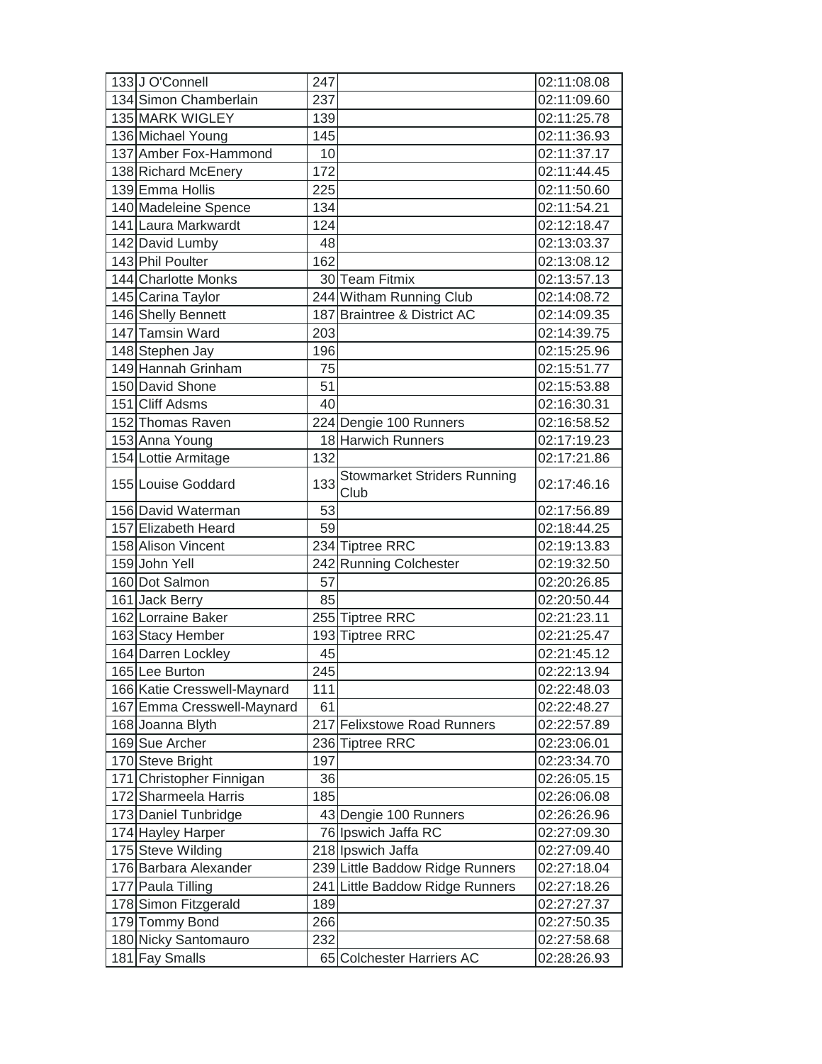| | | | | |
|---|---|---|---|---|
| 133 | J O'Connell | 247 | | 02:11:08.08 |
| 134 | Simon Chamberlain | 237 | | 02:11:09.60 |
| 135 | MARK WIGLEY | 139 | | 02:11:25.78 |
| 136 | Michael Young | 145 | | 02:11:36.93 |
| 137 | Amber Fox-Hammond | 10 | | 02:11:37.17 |
| 138 | Richard McEnery | 172 | | 02:11:44.45 |
| 139 | Emma Hollis | 225 | | 02:11:50.60 |
| 140 | Madeleine Spence | 134 | | 02:11:54.21 |
| 141 | Laura Markwardt | 124 | | 02:12:18.47 |
| 142 | David Lumby | 48 | | 02:13:03.37 |
| 143 | Phil Poulter | 162 | | 02:13:08.12 |
| 144 | Charlotte Monks | 30 | Team Fitmix | 02:13:57.13 |
| 145 | Carina Taylor | 244 | Witham Running Club | 02:14:08.72 |
| 146 | Shelly Bennett | 187 | Braintree & District AC | 02:14:09.35 |
| 147 | Tamsin Ward | 203 | | 02:14:39.75 |
| 148 | Stephen Jay | 196 | | 02:15:25.96 |
| 149 | Hannah Grinham | 75 | | 02:15:51.77 |
| 150 | David Shone | 51 | | 02:15:53.88 |
| 151 | Cliff Adsms | 40 | | 02:16:30.31 |
| 152 | Thomas Raven | 224 | Dengie 100 Runners | 02:16:58.52 |
| 153 | Anna Young | 18 | Harwich Runners | 02:17:19.23 |
| 154 | Lottie Armitage | 132 | | 02:17:21.86 |
| 155 | Louise Goddard | 133 | Stowmarket Striders Running Club | 02:17:46.16 |
| 156 | David Waterman | 53 | | 02:17:56.89 |
| 157 | Elizabeth Heard | 59 | | 02:18:44.25 |
| 158 | Alison Vincent | 234 | Tiptree RRC | 02:19:13.83 |
| 159 | John Yell | 242 | Running Colchester | 02:19:32.50 |
| 160 | Dot Salmon | 57 | | 02:20:26.85 |
| 161 | Jack Berry | 85 | | 02:20:50.44 |
| 162 | Lorraine Baker | 255 | Tiptree RRC | 02:21:23.11 |
| 163 | Stacy Hember | 193 | Tiptree RRC | 02:21:25.47 |
| 164 | Darren Lockley | 45 | | 02:21:45.12 |
| 165 | Lee Burton | 245 | | 02:22:13.94 |
| 166 | Katie Cresswell-Maynard | 111 | | 02:22:48.03 |
| 167 | Emma Cresswell-Maynard | 61 | | 02:22:48.27 |
| 168 | Joanna Blyth | 217 | Felixstowe Road Runners | 02:22:57.89 |
| 169 | Sue Archer | 236 | Tiptree RRC | 02:23:06.01 |
| 170 | Steve Bright | 197 | | 02:23:34.70 |
| 171 | Christopher Finnigan | 36 | | 02:26:05.15 |
| 172 | Sharmeela Harris | 185 | | 02:26:06.08 |
| 173 | Daniel Tunbridge | 43 | Dengie 100 Runners | 02:26:26.96 |
| 174 | Hayley Harper | 76 | Ipswich Jaffa RC | 02:27:09.30 |
| 175 | Steve Wilding | 218 | Ipswich Jaffa | 02:27:09.40 |
| 176 | Barbara Alexander | 239 | Little Baddow Ridge Runners | 02:27:18.04 |
| 177 | Paula Tilling | 241 | Little Baddow Ridge Runners | 02:27:18.26 |
| 178 | Simon Fitzgerald | 189 | | 02:27:27.37 |
| 179 | Tommy Bond | 266 | | 02:27:50.35 |
| 180 | Nicky Santomauro | 232 | | 02:27:58.68 |
| 181 | Fay Smalls | 65 | Colchester Harriers AC | 02:28:26.93 |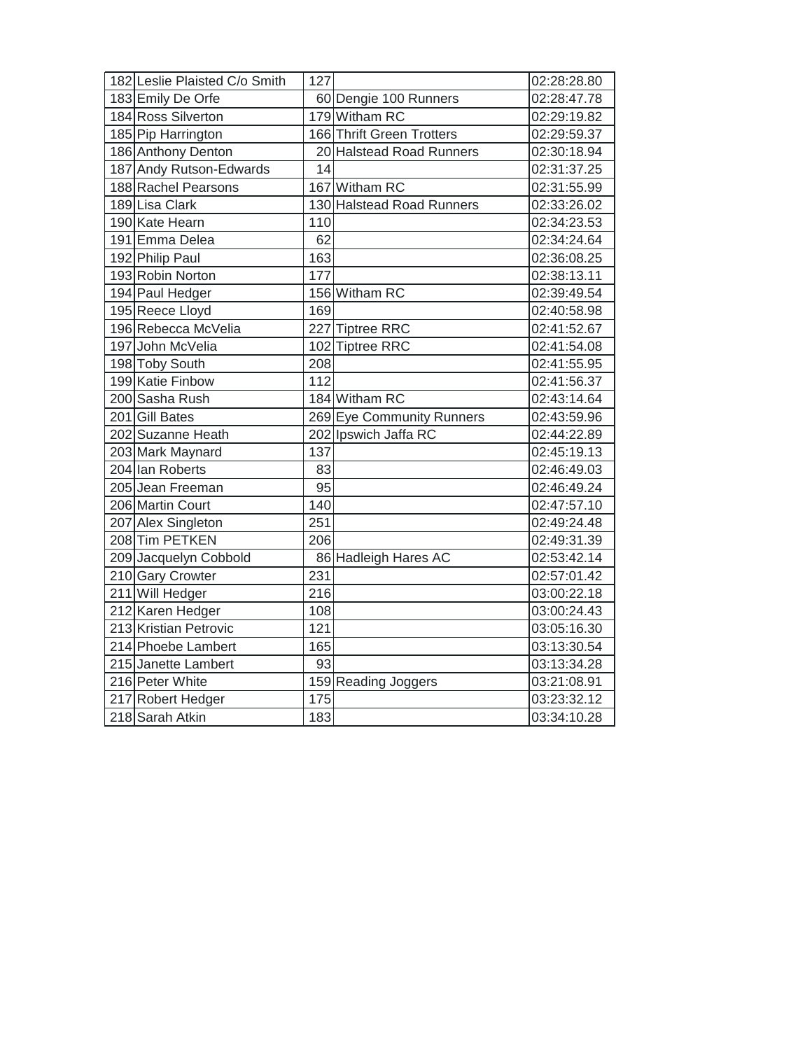| | | | | |
|---|---|---|---|---|
| 182 | Leslie Plaisted C/o Smith | 127 | | 02:28:28.80 |
| 183 | Emily De Orfe | 60 | Dengie 100 Runners | 02:28:47.78 |
| 184 | Ross Silverton | 179 | Witham RC | 02:29:19.82 |
| 185 | Pip Harrington | 166 | Thrift Green Trotters | 02:29:59.37 |
| 186 | Anthony Denton | 20 | Halstead Road Runners | 02:30:18.94 |
| 187 | Andy Rutson-Edwards | 14 | | 02:31:37.25 |
| 188 | Rachel Pearsons | 167 | Witham RC | 02:31:55.99 |
| 189 | Lisa Clark | 130 | Halstead Road Runners | 02:33:26.02 |
| 190 | Kate Hearn | 110 | | 02:34:23.53 |
| 191 | Emma Delea | 62 | | 02:34:24.64 |
| 192 | Philip Paul | 163 | | 02:36:08.25 |
| 193 | Robin Norton | 177 | | 02:38:13.11 |
| 194 | Paul Hedger | 156 | Witham RC | 02:39:49.54 |
| 195 | Reece Lloyd | 169 | | 02:40:58.98 |
| 196 | Rebecca McVelia | 227 | Tiptree RRC | 02:41:52.67 |
| 197 | John McVelia | 102 | Tiptree RRC | 02:41:54.08 |
| 198 | Toby South | 208 | | 02:41:55.95 |
| 199 | Katie Finbow | 112 | | 02:41:56.37 |
| 200 | Sasha Rush | 184 | Witham RC | 02:43:14.64 |
| 201 | Gill Bates | 269 | Eye Community Runners | 02:43:59.96 |
| 202 | Suzanne Heath | 202 | Ipswich Jaffa RC | 02:44:22.89 |
| 203 | Mark Maynard | 137 | | 02:45:19.13 |
| 204 | Ian Roberts | 83 | | 02:46:49.03 |
| 205 | Jean Freeman | 95 | | 02:46:49.24 |
| 206 | Martin Court | 140 | | 02:47:57.10 |
| 207 | Alex Singleton | 251 | | 02:49:24.48 |
| 208 | Tim PETKEN | 206 | | 02:49:31.39 |
| 209 | Jacquelyn Cobbold | 86 | Hadleigh Hares AC | 02:53:42.14 |
| 210 | Gary Crowter | 231 | | 02:57:01.42 |
| 211 | Will Hedger | 216 | | 03:00:22.18 |
| 212 | Karen Hedger | 108 | | 03:00:24.43 |
| 213 | Kristian Petrovic | 121 | | 03:05:16.30 |
| 214 | Phoebe Lambert | 165 | | 03:13:30.54 |
| 215 | Janette Lambert | 93 | | 03:13:34.28 |
| 216 | Peter White | 159 | Reading Joggers | 03:21:08.91 |
| 217 | Robert Hedger | 175 | | 03:23:32.12 |
| 218 | Sarah Atkin | 183 | | 03:34:10.28 |